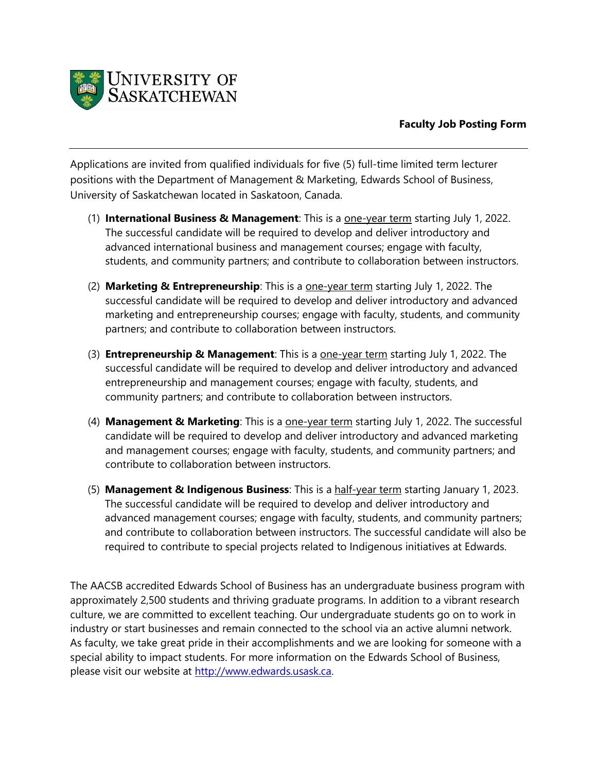University of Saskatchewan

**Faculty Job Posting Form**

---

Applications are invited from qualified individuals for five (5) full-time limited term lecturer positions with the Department of Management & Marketing, Edwards School of Business, University of Saskatchewan located in Saskatoon, Canada.

(1) **International Business & Management**: This is a one-year term starting July 1, 2022. The successful candidate will be required to develop and deliver introductory and advanced international business and management courses; engage with faculty, students, and community partners; and contribute to collaboration between instructors.

(2) **Marketing & Entrepreneurship**: This is a one-year term starting July 1, 2022. The successful candidate will be required to develop and deliver introductory and advanced marketing and entrepreneurship courses; engage with faculty, students, and community partners; and contribute to collaboration between instructors.

(3) **Entrepreneurship & Management**: This is a one-year term starting July 1, 2022. The successful candidate will be required to develop and deliver introductory and advanced entrepreneurship and management courses; engage with faculty, students, and community partners; and contribute to collaboration between instructors.

(4) **Management & Marketing**: This is a one-year term starting July 1, 2022. The successful candidate will be required to develop and deliver introductory and advanced marketing and management courses; engage with faculty, students, and community partners; and contribute to collaboration between instructors.

(5) **Management & Indigenous Business**: This is a half-year term starting January 1, 2023. The successful candidate will be required to develop and deliver introductory and advanced management courses; engage with faculty, students, and community partners; and contribute to collaboration between instructors. The successful candidate will also be required to contribute to special projects related to Indigenous initiatives at Edwards.

The AACSB accredited Edwards School of Business has an undergraduate business program with approximately 2,500 students and thriving graduate programs. In addition to a vibrant research culture, we are committed to excellent teaching. Our undergraduate students go on to work in industry or start businesses and remain connected to the school via an active alumni network. As faculty, we take great pride in their accomplishments and we are looking for someone with a special ability to impact students. For more information on the Edwards School of Business, please visit our website at http://www.edwards.usask.ca.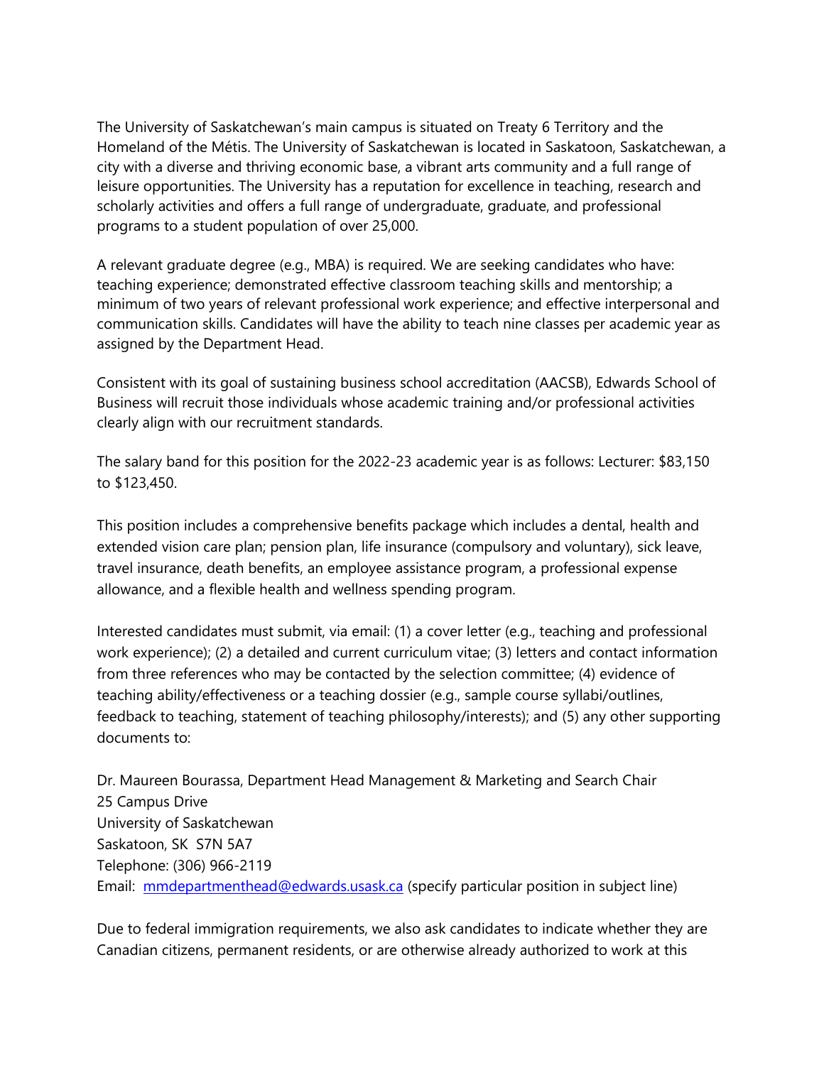The University of Saskatchewan's main campus is situated on Treaty 6 Territory and the Homeland of the Métis. The University of Saskatchewan is located in Saskatoon, Saskatchewan, a city with a diverse and thriving economic base, a vibrant arts community and a full range of leisure opportunities. The University has a reputation for excellence in teaching, research and scholarly activities and offers a full range of undergraduate, graduate, and professional programs to a student population of over 25,000.

A relevant graduate degree (e.g., MBA) is required. We are seeking candidates who have: teaching experience; demonstrated effective classroom teaching skills and mentorship; a minimum of two years of relevant professional work experience; and effective interpersonal and communication skills. Candidates will have the ability to teach nine classes per academic year as assigned by the Department Head.

Consistent with its goal of sustaining business school accreditation (AACSB), Edwards School of Business will recruit those individuals whose academic training and/or professional activities clearly align with our recruitment standards.

The salary band for this position for the 2022-23 academic year is as follows: Lecturer: $83,150 to $123,450.

This position includes a comprehensive benefits package which includes a dental, health and extended vision care plan; pension plan, life insurance (compulsory and voluntary), sick leave, travel insurance, death benefits, an employee assistance program, a professional expense allowance, and a flexible health and wellness spending program.

Interested candidates must submit, via email: (1) a cover letter (e.g., teaching and professional work experience); (2) a detailed and current curriculum vitae; (3) letters and contact information from three references who may be contacted by the selection committee; (4) evidence of teaching ability/effectiveness or a teaching dossier (e.g., sample course syllabi/outlines, feedback to teaching, statement of teaching philosophy/interests); and (5) any other supporting documents to:

Dr. Maureen Bourassa, Department Head Management & Marketing and Search Chair
25 Campus Drive
University of Saskatchewan
Saskatoon, SK S7N 5A7
Telephone: (306) 966-2119
Email: [mmdepartmenthead@edwards.usask.ca](mailto:mmdepartmenthead@edwards.usask.ca) (specify particular position in subject line)

Due to federal immigration requirements, we also ask candidates to indicate whether they are Canadian citizens, permanent residents, or are otherwise already authorized to work at this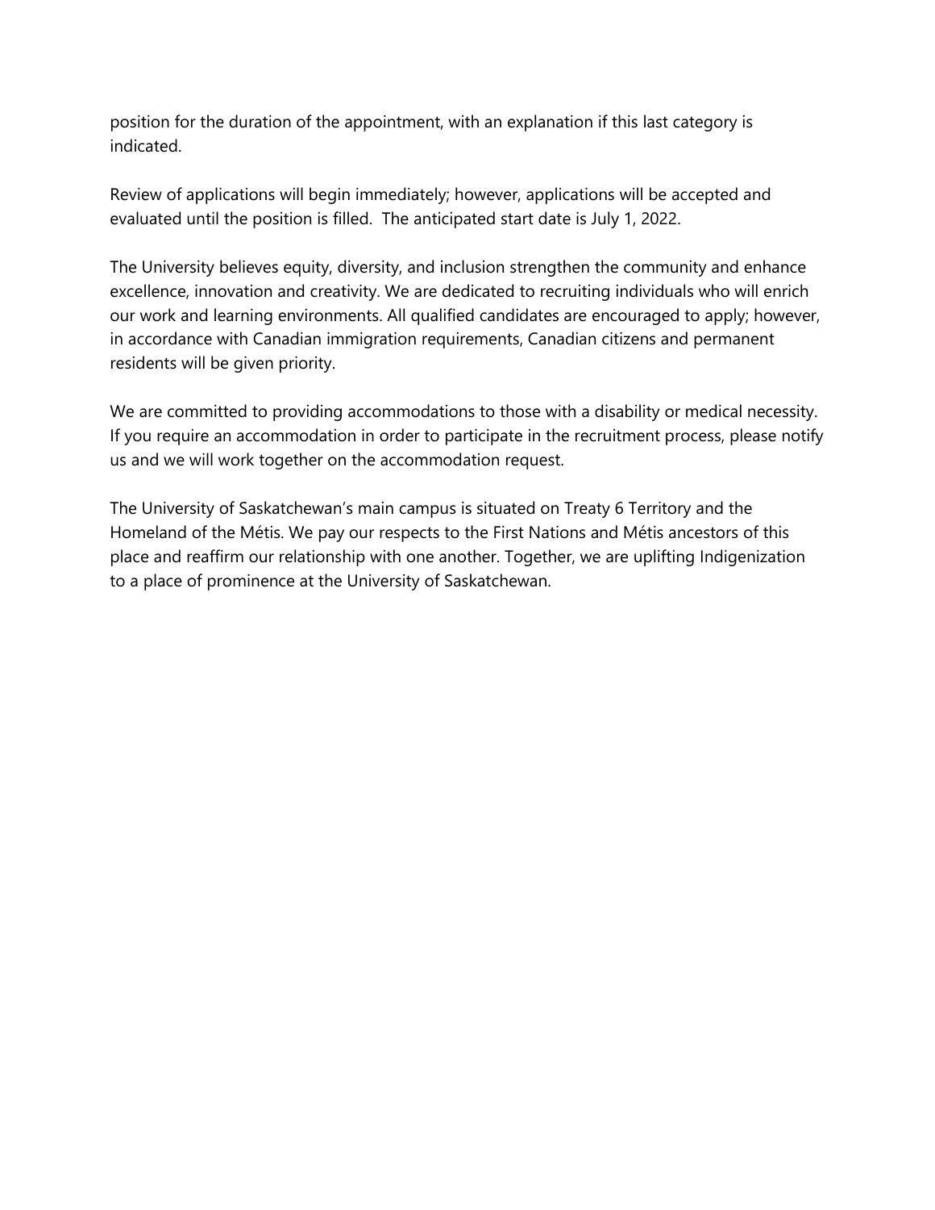position for the duration of the appointment, with an explanation if this last category is indicated.

Review of applications will begin immediately; however, applications will be accepted and evaluated until the position is filled. The anticipated start date is July 1, 2022.

The University believes equity, diversity, and inclusion strengthen the community and enhance excellence, innovation and creativity. We are dedicated to recruiting individuals who will enrich our work and learning environments. All qualified candidates are encouraged to apply; however, in accordance with Canadian immigration requirements, Canadian citizens and permanent residents will be given priority.

We are committed to providing accommodations to those with a disability or medical necessity. If you require an accommodation in order to participate in the recruitment process, please notify us and we will work together on the accommodation request.

The University of Saskatchewan's main campus is situated on Treaty 6 Territory and the Homeland of the Métis. We pay our respects to the First Nations and Métis ancestors of this place and reaffirm our relationship with one another. Together, we are uplifting Indigenization to a place of prominence at the University of Saskatchewan.